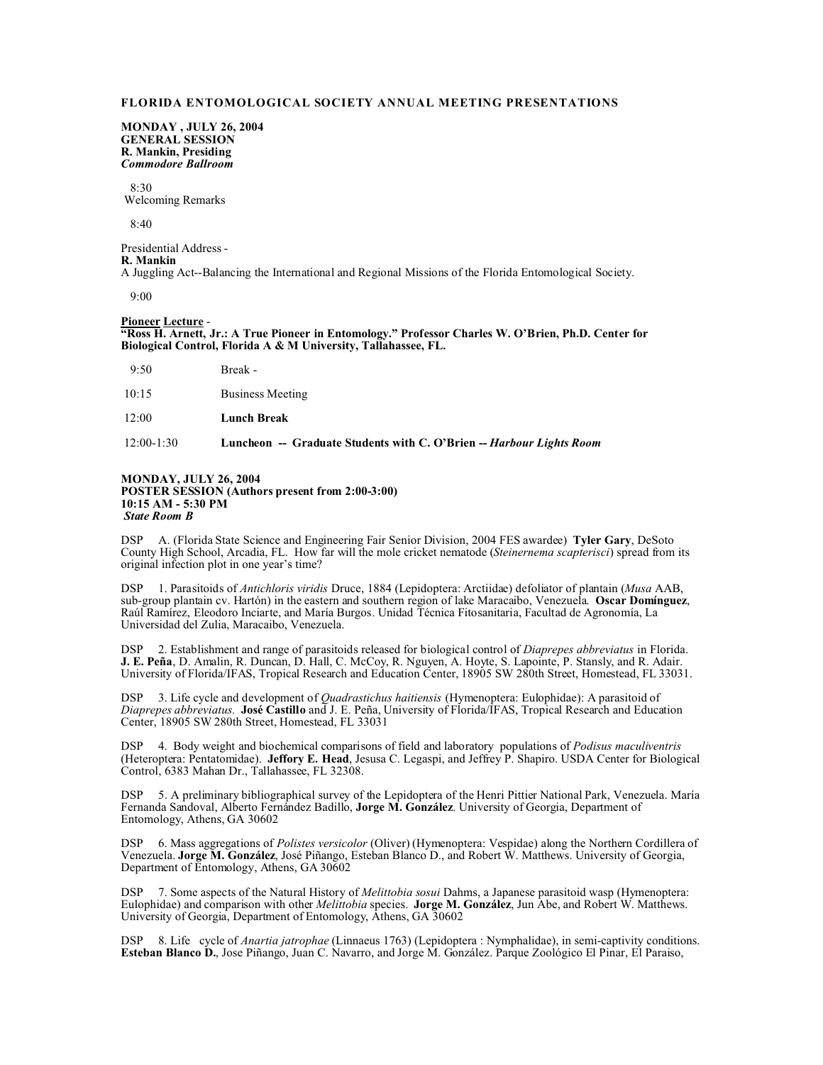# FLORIDA ENTOMOLOGICAL SOCIETY ANNUAL MEETING PRESENTATIONS

**MONDAY , JULY 26, 2004**
**GENERAL SESSION**
**R. Mankin, Presiding**
***Commodore Ballroom***

8:30
Welcoming Remarks

8:40

Presidential Address -
**R. Mankin**
A Juggling Act--Balancing the International and Regional Missions of the Florida Entomological Society.

9:00

**Pioneer Lecture** -
**"Ross H. Arnett, Jr.: A True Pioneer in Entomology." Professor Charles W. O'Brien, Ph.D. Center for Biological Control, Florida A & M University, Tallahassee, FL.**

| | |
|---|---|
| 9:50 | Break - |
| 10:15 | Business Meeting |
| 12:00 | **Lunch Break** |
| 12:00-1:30 | **Luncheon -- Graduate Students with C. O'Brien --** ***Harbour Lights Room*** |

**MONDAY, JULY 26, 2004**
**POSTER SESSION (Authors present from 2:00-3:00)**
**10:15 AM - 5:30 PM**
***State Room B***

DSP A. (Florida State Science and Engineering Fair Senior Division, 2004 FES awardee) **Tyler Gary**, DeSoto County High School, Arcadia, FL. How far will the mole cricket nematode (*Steinernema scapterisci*) spread from its original infection plot in one year's time?

DSP 1. Parasitoids of *Antichloris viridis* Druce, 1884 (Lepidoptera: Arctiidae) defoliator of plantain (*Musa* AAB, sub-group plantain cv. Hartón) in the eastern and southern region of lake Maracaibo, Venezuela. **Oscar Domínguez**, Raúl Ramírez, Eleodoro Inciarte, and María Burgos. Unidad Técnica Fitosanitaria, Facultad de Agronomía, La Universidad del Zulia, Maracaibo, Venezuela.

DSP 2. Establishment and range of parasitoids released for biological control of *Diaprepes abbreviatus* in Florida. **J. E. Peña**, D. Amalin, R. Duncan, D. Hall, C. McCoy, R. Nguyen, A. Hoyte, S. Lapointe, P. Stansly, and R. Adair. University of Florida/IFAS, Tropical Research and Education Center, 18905 SW 280th Street, Homestead, FL 33031.

DSP 3. Life cycle and development of *Quadrastichus haitiensis* (Hymenoptera: Eulophidae): A parasitoid of *Diaprepes abbreviatus.* **José Castillo** and J. E. Peña, University of Florida/IFAS, Tropical Research and Education Center, 18905 SW 280th Street, Homestead, FL 33031

DSP 4. Body weight and biochemical comparisons of field and laboratory populations of *Podisus maculiventris* (Heteroptera: Pentatomidae). **Jeffory E. Head**, Jesusa C. Legaspi, and Jeffrey P. Shapiro. USDA Center for Biological Control, 6383 Mahan Dr., Tallahassee, FL 32308.

DSP 5. A preliminary bibliographical survey of the Lepidoptera of the Henri Pittier National Park, Venezuela. María Fernanda Sandoval, Alberto Fernández Badillo, **Jorge M. González**. University of Georgia, Department of Entomology, Athens, GA 30602

DSP 6. Mass aggregations of *Polistes versicolor* (Oliver) (Hymenoptera: Vespidae) along the Northern Cordillera of Venezuela. **Jorge M. González**, José Piñango, Esteban Blanco D., and Robert W. Matthews. University of Georgia, Department of Entomology, Athens, GA 30602

DSP 7. Some aspects of the Natural History of *Melittobia sosui* Dahms, a Japanese parasitoid wasp (Hymenoptera: Eulophidae) and comparison with other *Melittobia* species. **Jorge M. González**, Jun Abe, and Robert W. Matthews. University of Georgia, Department of Entomology, Athens, GA 30602

DSP 8. Life cycle of *Anartia jatrophae* (Linnaeus 1763) (Lepidoptera : Nymphalidae), in semi-captivity conditions. **Esteban Blanco D.**, Jose Piñango, Juan C. Navarro, and Jorge M. González. Parque Zoológico El Pinar, El Paraiso,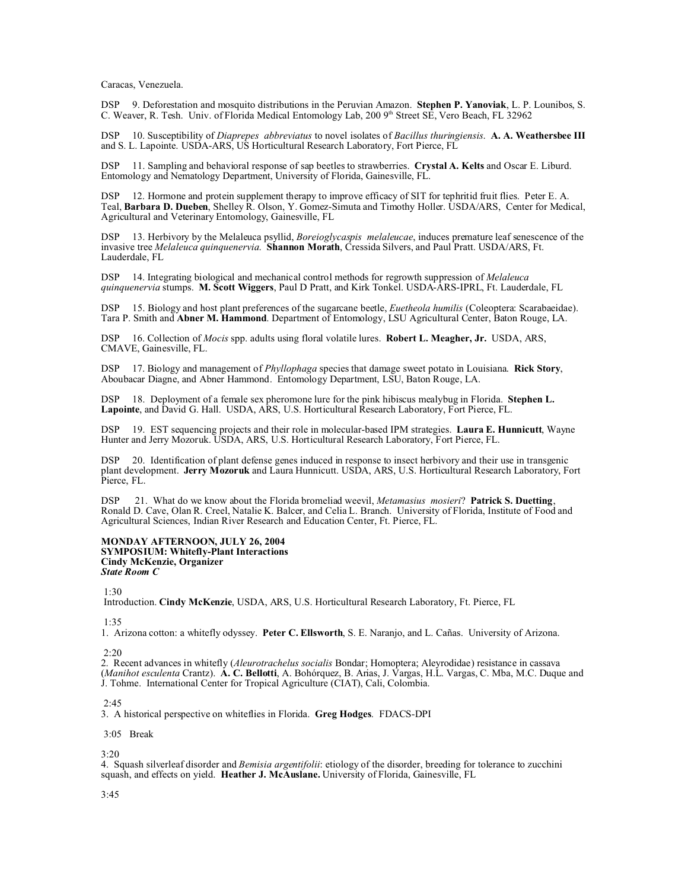Caracas, Venezuela.

DSP 9. Deforestation and mosquito distributions in the Peruvian Amazon. **Stephen P. Yanoviak**, L. P. Lounibos, S. C. Weaver, R. Tesh. Univ. of Florida Medical Entomology Lab, 200 9th Street SE, Vero Beach, FL 32962

DSP 10. Susceptibility of *Diaprepes abbreviatus* to novel isolates of *Bacillus thuringiensis*. **A. A. Weathersbee III** and S. L. Lapointe. USDA-ARS, US Horticultural Research Laboratory, Fort Pierce, FL

DSP 11. Sampling and behavioral response of sap beetles to strawberries. **Crystal A. Kelts** and Oscar E. Liburd. Entomology and Nematology Department, University of Florida, Gainesville, FL.

DSP 12. Hormone and protein supplement therapy to improve efficacy of SIT for tephritid fruit flies. Peter E. A. Teal, **Barbara D. Dueben**, Shelley R. Olson, Y. Gomez-Simuta and Timothy Holler. USDA/ARS, Center for Medical, Agricultural and Veterinary Entomology, Gainesville, FL

DSP 13. Herbivory by the Melaleuca psyllid, *Boreioglycaspis melaleucae*, induces premature leaf senescence of the invasive tree *Melaleuca quinquenervia*. **Shannon Morath**, Cressida Silvers, and Paul Pratt. USDA/ARS, Ft. Lauderdale, FL

DSP 14. Integrating biological and mechanical control methods for regrowth suppression of *Melaleuca quinquenervia* stumps. **M. Scott Wiggers**, Paul D Pratt, and Kirk Tonkel. USDA-ARS-IPRL, Ft. Lauderdale, FL

DSP 15. Biology and host plant preferences of the sugarcane beetle, *Euetheola humilis* (Coleoptera: Scarabaeidae). Tara P. Smith and **Abner M. Hammond**. Department of Entomology, LSU Agricultural Center, Baton Rouge, LA.

DSP 16. Collection of *Mocis* spp. adults using floral volatile lures. **Robert L. Meagher, Jr.** USDA, ARS, CMAVE, Gainesville, FL.

DSP 17. Biology and management of *Phyllophaga* species that damage sweet potato in Louisiana. **Rick Story**, Aboubacar Diagne, and Abner Hammond. Entomology Department, LSU, Baton Rouge, LA.

DSP 18. Deployment of a female sex pheromone lure for the pink hibiscus mealybug in Florida. **Stephen L. Lapointe**, and David G. Hall. USDA, ARS, U.S. Horticultural Research Laboratory, Fort Pierce, FL.

DSP 19. EST sequencing projects and their role in molecular-based IPM strategies. **Laura E. Hunnicutt**, Wayne Hunter and Jerry Mozoruk. USDA, ARS, U.S. Horticultural Research Laboratory, Fort Pierce, FL.

DSP 20. Identification of plant defense genes induced in response to insect herbivory and their use in transgenic plant development. **Jerry Mozoruk** and Laura Hunnicutt. USDA, ARS, U.S. Horticultural Research Laboratory, Fort Pierce, FL.

DSP 21. What do we know about the Florida bromeliad weevil, *Metamasius mosieri*? **Patrick S. Duetting**, Ronald D. Cave, Olan R. Creel, Natalie K. Balcer, and Celia L. Branch. University of Florida, Institute of Food and Agricultural Sciences, Indian River Research and Education Center, Ft. Pierce, FL.

**MONDAY AFTERNOON, JULY 26, 2004**
**SYMPOSIUM: Whitefly-Plant Interactions**
**Cindy McKenzie, Organizer**
***State Room C***

1:30
Introduction. **Cindy McKenzie**, USDA, ARS, U.S. Horticultural Research Laboratory, Ft. Pierce, FL

1:35
1. Arizona cotton: a whitefly odyssey. **Peter C. Ellsworth**, S. E. Naranjo, and L. Cañas. University of Arizona.

2:20
2. Recent advances in whitefly (*Aleurotrachelus socialis* Bondar; Homoptera; Aleyrodidae) resistance in cassava (*Manihot esculenta* Crantz). **A. C. Bellotti**, A. Bohórquez, B. Arias, J. Vargas, H.L. Vargas, C. Mba, M.C. Duque and J. Tohme. International Center for Tropical Agriculture (CIAT), Cali, Colombia.

2:45
3. A historical perspective on whiteflies in Florida. **Greg Hodges**. FDACS-DPI

3:05 Break

3:20
4. Squash silverleaf disorder and *Bemisia argentifolii*: etiology of the disorder, breeding for tolerance to zucchini squash, and effects on yield. **Heather J. McAuslane.** University of Florida, Gainesville, FL

3:45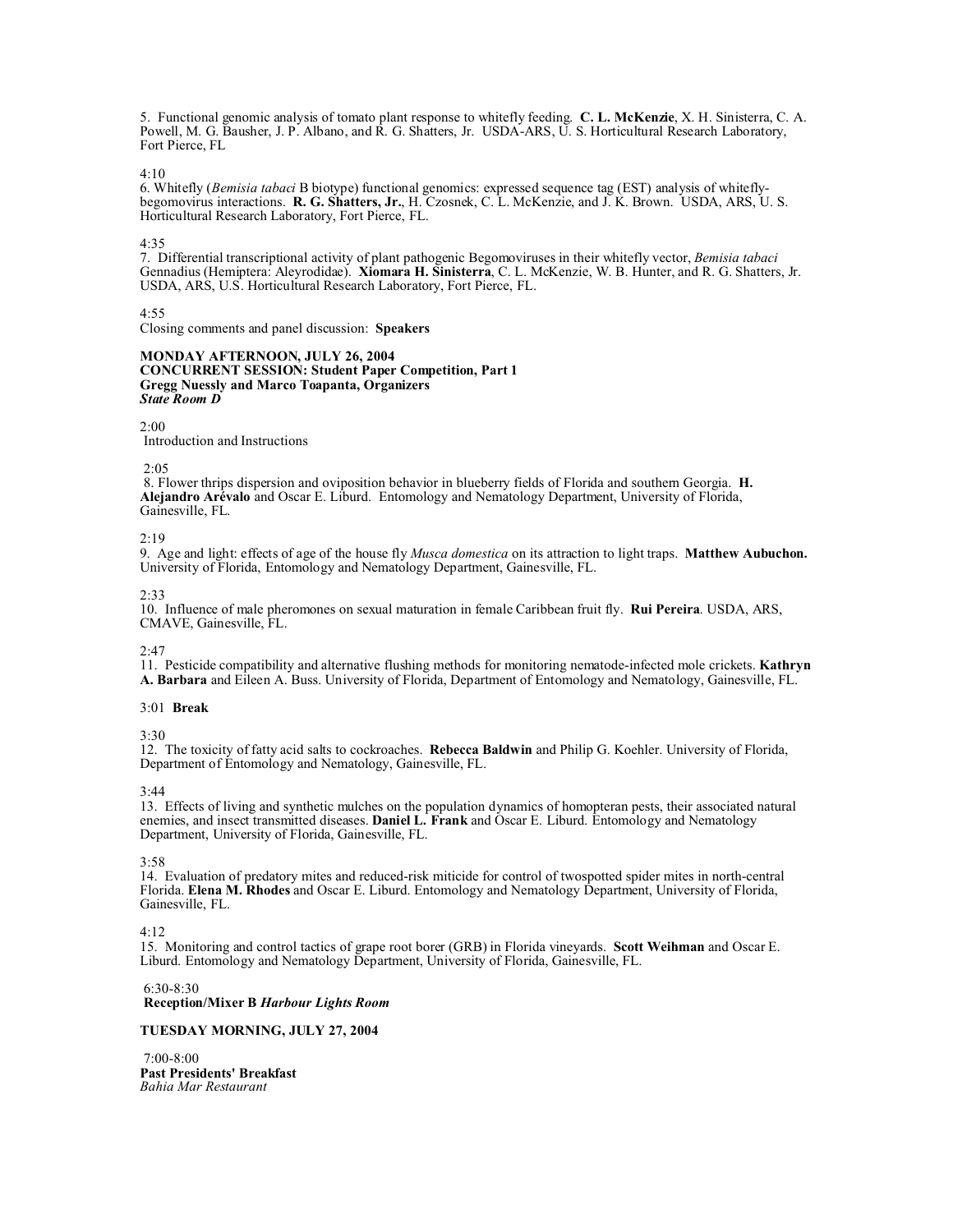5. Functional genomic analysis of tomato plant response to whitefly feeding. **C. L. McKenzie**, X. H. Sinisterra, C. A. Powell, M. G. Bausher, J. P. Albano, and R. G. Shatters, Jr. USDA-ARS, U. S. Horticultural Research Laboratory, Fort Pierce, FL

4:10
6. Whitefly (*Bemisia tabaci* B biotype) functional genomics: expressed sequence tag (EST) analysis of whitefly-begomovirus interactions. **R. G. Shatters, Jr.**, H. Czosnek, C. L. McKenzie, and J. K. Brown. USDA, ARS, U. S. Horticultural Research Laboratory, Fort Pierce, FL.

4:35
7. Differential transcriptional activity of plant pathogenic Begomoviruses in their whitefly vector, *Bemisia tabaci* Gennadius (Hemiptera: Aleyrodidae). **Xiomara H. Sinisterra**, C. L. McKenzie, W. B. Hunter, and R. G. Shatters, Jr. USDA, ARS, U.S. Horticultural Research Laboratory, Fort Pierce, FL.

4:55
Closing comments and panel discussion: **Speakers**

**MONDAY AFTERNOON, JULY 26, 2004**
**CONCURRENT SESSION: Student Paper Competition, Part 1**
**Gregg Nuessly and Marco Toapanta, Organizers**
***State Room D***

2:00
Introduction and Instructions

2:05
8. Flower thrips dispersion and oviposition behavior in blueberry fields of Florida and southern Georgia. **H. Alejandro Arévalo** and Oscar E. Liburd. Entomology and Nematology Department, University of Florida, Gainesville, FL.

2:19
9. Age and light: effects of age of the house fly *Musca domestica* on its attraction to light traps. **Matthew Aubuchon.** University of Florida, Entomology and Nematology Department, Gainesville, FL.

2:33
10. Influence of male pheromones on sexual maturation in female Caribbean fruit fly. **Rui Pereira**. USDA, ARS, CMAVE, Gainesville, FL.

2:47
11. Pesticide compatibility and alternative flushing methods for monitoring nematode-infected mole crickets. **Kathryn A. Barbara** and Eileen A. Buss. University of Florida, Department of Entomology and Nematology, Gainesville, FL.

3:01 **Break**

3:30
12. The toxicity of fatty acid salts to cockroaches. **Rebecca Baldwin** and Philip G. Koehler. University of Florida, Department of Entomology and Nematology, Gainesville, FL.

3:44
13. Effects of living and synthetic mulches on the population dynamics of homopteran pests, their associated natural enemies, and insect transmitted diseases. **Daniel L. Frank** and Oscar E. Liburd. Entomology and Nematology Department, University of Florida, Gainesville, FL.

3:58
14. Evaluation of predatory mites and reduced-risk miticide for control of twospotted spider mites in north-central Florida. **Elena M. Rhodes** and Oscar E. Liburd. Entomology and Nematology Department, University of Florida, Gainesville, FL.

4:12
15. Monitoring and control tactics of grape root borer (GRB) in Florida vineyards. **Scott Weihman** and Oscar E. Liburd. Entomology and Nematology Department, University of Florida, Gainesville, FL.

6:30-8:30
**Reception/Mixer B** ***Harbour Lights Room***

**TUESDAY MORNING, JULY 27, 2004**

7:00-8:00
**Past Presidents' Breakfast**
*Bahia Mar Restaurant*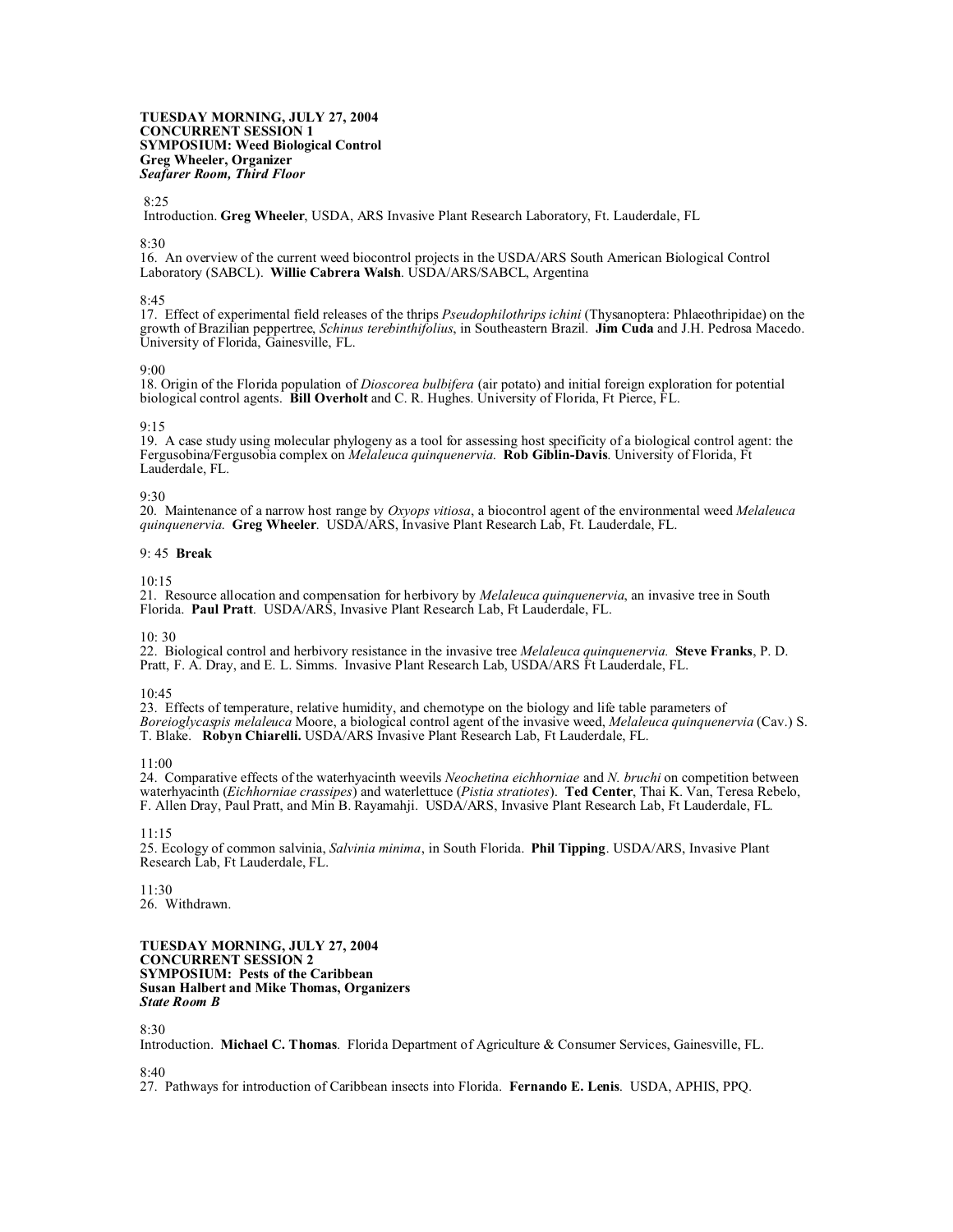**TUESDAY MORNING, JULY 27, 2004**
**CONCURRENT SESSION 1**
**SYMPOSIUM: Weed Biological Control**
**Greg Wheeler, Organizer**
***Seafarer Room, Third Floor***

8:25
Introduction. **Greg Wheeler**, USDA, ARS Invasive Plant Research Laboratory, Ft. Lauderdale, FL

8:30
16. An overview of the current weed biocontrol projects in the USDA/ARS South American Biological Control Laboratory (SABCL). **Willie Cabrera Walsh**. USDA/ARS/SABCL, Argentina

8:45
17. Effect of experimental field releases of the thrips *Pseudophilothrips ichini* (Thysanoptera: Phlaeothripidae) on the growth of Brazilian peppertree, *Schinus terebinthifolius*, in Southeastern Brazil. **Jim Cuda** and J.H. Pedrosa Macedo. University of Florida, Gainesville, FL.

9:00
18. Origin of the Florida population of *Dioscorea bulbifera* (air potato) and initial foreign exploration for potential biological control agents. **Bill Overholt** and C. R. Hughes. University of Florida, Ft Pierce, FL.

9:15
19. A case study using molecular phylogeny as a tool for assessing host specificity of a biological control agent: the Fergusobina/Fergusobia complex on *Melaleuca quinquenervia*. **Rob Giblin-Davis**. University of Florida, Ft Lauderdale, FL.

9:30
20. Maintenance of a narrow host range by *Oxyops vitiosa*, a biocontrol agent of the environmental weed *Melaleuca quinquenervia.* **Greg Wheeler**. USDA/ARS, Invasive Plant Research Lab, Ft. Lauderdale, FL.

9: 45 **Break**

10:15
21. Resource allocation and compensation for herbivory by *Melaleuca quinquenervia*, an invasive tree in South Florida. **Paul Pratt**. USDA/ARS, Invasive Plant Research Lab, Ft Lauderdale, FL.

10: 30
22. Biological control and herbivory resistance in the invasive tree *Melaleuca quinquenervia.* **Steve Franks**, P. D. Pratt, F. A. Dray, and E. L. Simms. Invasive Plant Research Lab, USDA/ARS Ft Lauderdale, FL.

10:45
23. Effects of temperature, relative humidity, and chemotype on the biology and life table parameters of *Boreioglycaspis melaleuca* Moore, a biological control agent of the invasive weed, *Melaleuca quinquenervia* (Cav.) S. T. Blake. **Robyn Chiarelli.** USDA/ARS Invasive Plant Research Lab, Ft Lauderdale, FL.

11:00
24. Comparative effects of the waterhyacinth weevils *Neochetina eichhorniae* and *N. bruchi* on competition between waterhyacinth (*Eichhorniae crassipes*) and waterlettuce (*Pistia stratiotes*). **Ted Center**, Thai K. Van, Teresa Rebelo, F. Allen Dray, Paul Pratt, and Min B. Rayamahji. USDA/ARS, Invasive Plant Research Lab, Ft Lauderdale, FL.

11:15
25. Ecology of common salvinia, *Salvinia minima*, in South Florida. **Phil Tipping**. USDA/ARS, Invasive Plant Research Lab, Ft Lauderdale, FL.

11:30
26. Withdrawn.

**TUESDAY MORNING, JULY 27, 2004**
**CONCURRENT SESSION 2**
**SYMPOSIUM: Pests of the Caribbean**
**Susan Halbert and Mike Thomas, Organizers**
***State Room B***

8:30
Introduction. **Michael C. Thomas**. Florida Department of Agriculture & Consumer Services, Gainesville, FL.

8:40
27. Pathways for introduction of Caribbean insects into Florida. **Fernando E. Lenis**. USDA, APHIS, PPQ.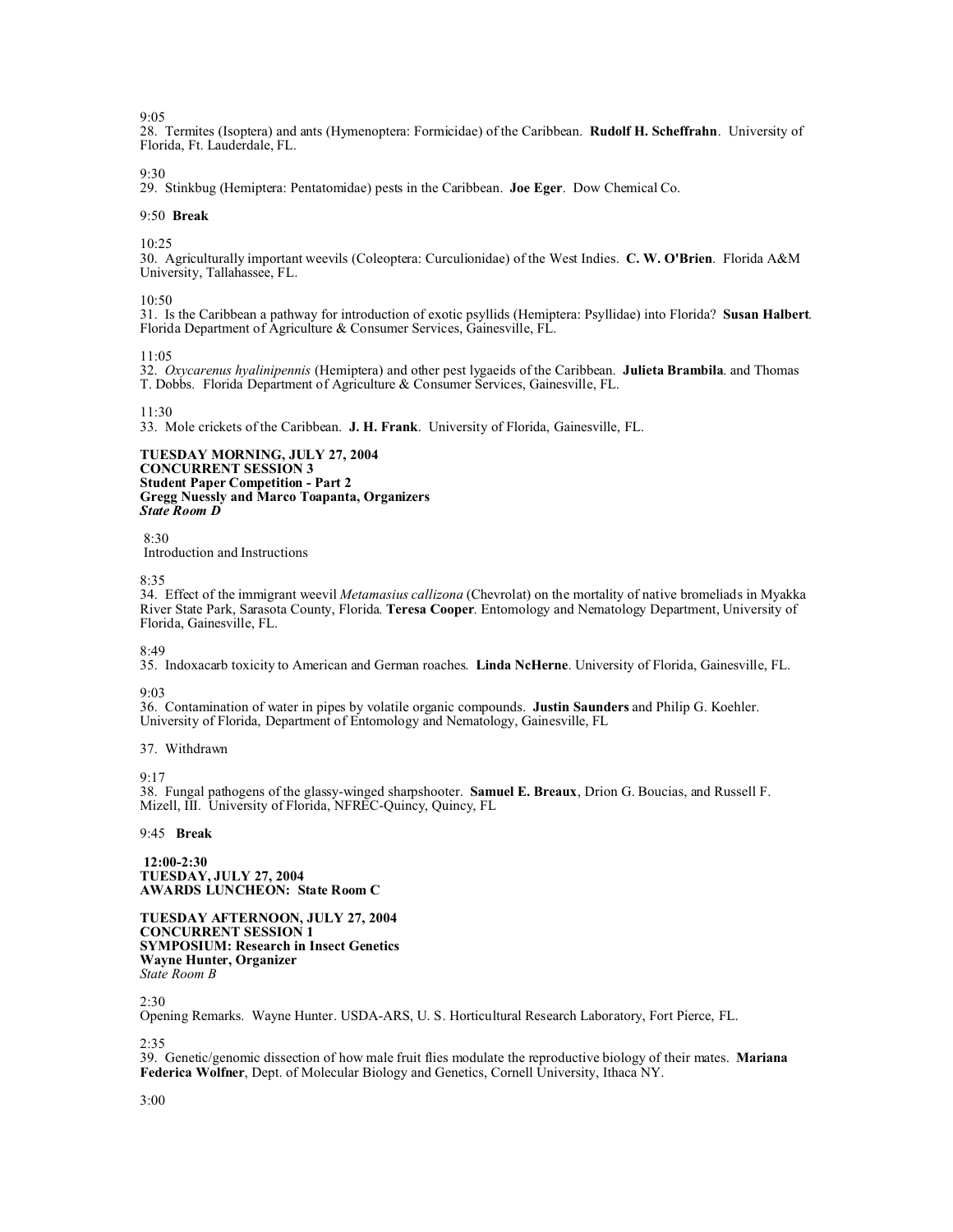9:05

28. Termites (Isoptera) and ants (Hymenoptera: Formicidae) of the Caribbean. **Rudolf H. Scheffrahn**. University of Florida, Ft. Lauderdale, FL.

9:30

29. Stinkbug (Hemiptera: Pentatomidae) pests in the Caribbean. **Joe Eger**. Dow Chemical Co.

9:50 **Break**

10:25

30. Agriculturally important weevils (Coleoptera: Curculionidae) of the West Indies. **C. W. O'Brien**. Florida A&M University, Tallahassee, FL.

10:50

31. Is the Caribbean a pathway for introduction of exotic psyllids (Hemiptera: Psyllidae) into Florida? **Susan Halbert**. Florida Department of Agriculture & Consumer Services, Gainesville, FL.

11:05

32. *Oxycarenus hyalinipennis* (Hemiptera) and other pest lygaeids of the Caribbean. **Julieta Brambila**. and Thomas T. Dobbs. Florida Department of Agriculture & Consumer Services, Gainesville, FL.

11:30

33. Mole crickets of the Caribbean. **J. H. Frank**. University of Florida, Gainesville, FL.

**TUESDAY MORNING, JULY 27, 2004**
**CONCURRENT SESSION 3**
**Student Paper Competition - Part 2**
**Gregg Nuessly and Marco Toapanta, Organizers**
***State Room D***

8:30
Introduction and Instructions

8:35

34. Effect of the immigrant weevil *Metamasius callizona* (Chevrolat) on the mortality of native bromeliads in Myakka River State Park, Sarasota County, Florida. **Teresa Cooper**. Entomology and Nematology Department, University of Florida, Gainesville, FL.

8:49

35. Indoxacarb toxicity to American and German roaches. **Linda NcHerne**. University of Florida, Gainesville, FL.

9:03

36. Contamination of water in pipes by volatile organic compounds. **Justin Saunders** and Philip G. Koehler. University of Florida, Department of Entomology and Nematology, Gainesville, FL

37. Withdrawn

9:17

38. Fungal pathogens of the glassy-winged sharpshooter. **Samuel E. Breaux**, Drion G. Boucias, and Russell F. Mizell, III. University of Florida, NFREC-Quincy, Quincy, FL

9:45 **Break**

**12:00-2:30**
**TUESDAY, JULY 27, 2004**
**AWARDS LUNCHEON: State Room C**

**TUESDAY AFTERNOON, JULY 27, 2004**
**CONCURRENT SESSION 1**
**SYMPOSIUM: Research in Insect Genetics**
**Wayne Hunter, Organizer**
*State Room B*

2:30
Opening Remarks. Wayne Hunter. USDA-ARS, U. S. Horticultural Research Laboratory, Fort Pierce, FL.

2:35

39. Genetic/genomic dissection of how male fruit flies modulate the reproductive biology of their mates. **Mariana Federica Wolfner**, Dept. of Molecular Biology and Genetics, Cornell University, Ithaca NY.

3:00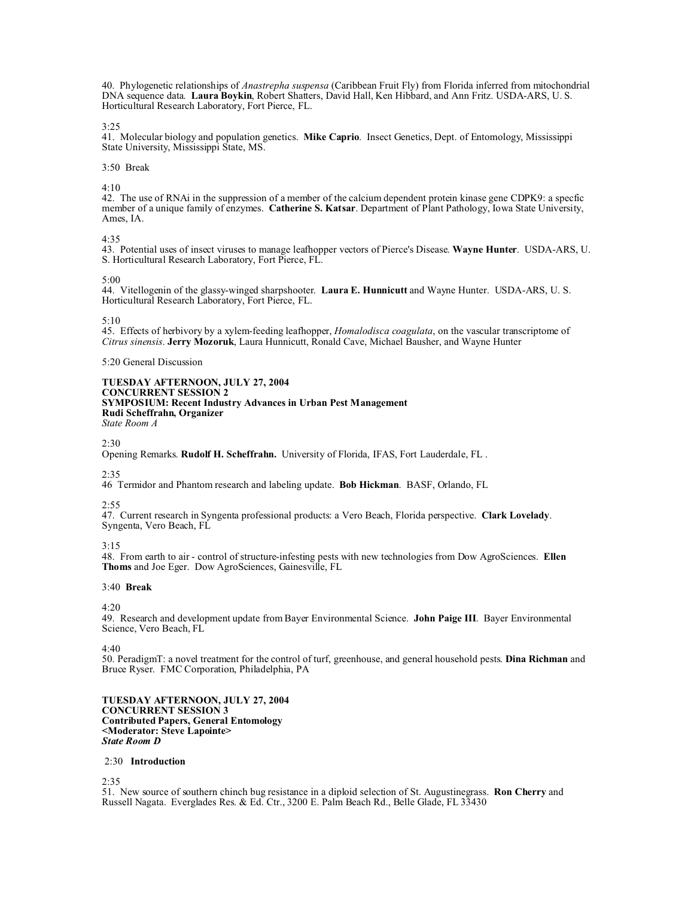40. Phylogenetic relationships of *Anastrepha suspensa* (Caribbean Fruit Fly) from Florida inferred from mitochondrial DNA sequence data. **Laura Boykin**, Robert Shatters, David Hall, Ken Hibbard, and Ann Fritz. USDA-ARS, U. S. Horticultural Research Laboratory, Fort Pierce, FL.

3:25
41. Molecular biology and population genetics. **Mike Caprio**. Insect Genetics, Dept. of Entomology, Mississippi State University, Mississippi State, MS.

3:50 Break

4:10
42. The use of RNAi in the suppression of a member of the calcium dependent protein kinase gene CDPK9: a specfic member of a unique family of enzymes. **Catherine S. Katsar**. Department of Plant Pathology, Iowa State University, Ames, IA.

4:35
43. Potential uses of insect viruses to manage leafhopper vectors of Pierce's Disease. **Wayne Hunter**. USDA-ARS, U. S. Horticultural Research Laboratory, Fort Pierce, FL.

5:00
44. Vitellogenin of the glassy-winged sharpshooter. **Laura E. Hunnicutt** and Wayne Hunter. USDA-ARS, U. S. Horticultural Research Laboratory, Fort Pierce, FL.

5:10
45. Effects of herbivory by a xylem-feeding leafhopper, *Homalodisca coagulata*, on the vascular transcriptome of *Citrus sinensis*. **Jerry Mozoruk**, Laura Hunnicutt, Ronald Cave, Michael Bausher, and Wayne Hunter

5:20 General Discussion

**TUESDAY AFTERNOON, JULY 27, 2004**
**CONCURRENT SESSION 2**
**SYMPOSIUM: Recent Industry Advances in Urban Pest Management**
**Rudi Scheffrahn, Organizer**
*State Room A*

2:30
Opening Remarks. **Rudolf H. Scheffrahn.** University of Florida, IFAS, Fort Lauderdale, FL .

2:35
46 Termidor and Phantom research and labeling update. **Bob Hickman**. BASF, Orlando, FL

2:55
47. Current research in Syngenta professional products: a Vero Beach, Florida perspective. **Clark Lovelady**. Syngenta, Vero Beach, FL

3:15
48. From earth to air - control of structure-infesting pests with new technologies from Dow AgroSciences. **Ellen Thoms** and Joe Eger. Dow AgroSciences, Gainesville, FL

3:40 **Break**

4:20
49. Research and development update from Bayer Environmental Science. **John Paige III**. Bayer Environmental Science, Vero Beach, FL

4:40
50. PeradigmT: a novel treatment for the control of turf, greenhouse, and general household pests. **Dina Richman** and Bruce Ryser. FMC Corporation, Philadelphia, PA

**TUESDAY AFTERNOON, JULY 27, 2004**
**CONCURRENT SESSION 3**
**Contributed Papers, General Entomology**
**<Moderator: Steve Lapointe>**
***State Room D***

2:30 **Introduction**

2:35
51. New source of southern chinch bug resistance in a diploid selection of St. Augustinegrass. **Ron Cherry** and Russell Nagata. Everglades Res. & Ed. Ctr., 3200 E. Palm Beach Rd., Belle Glade, FL 33430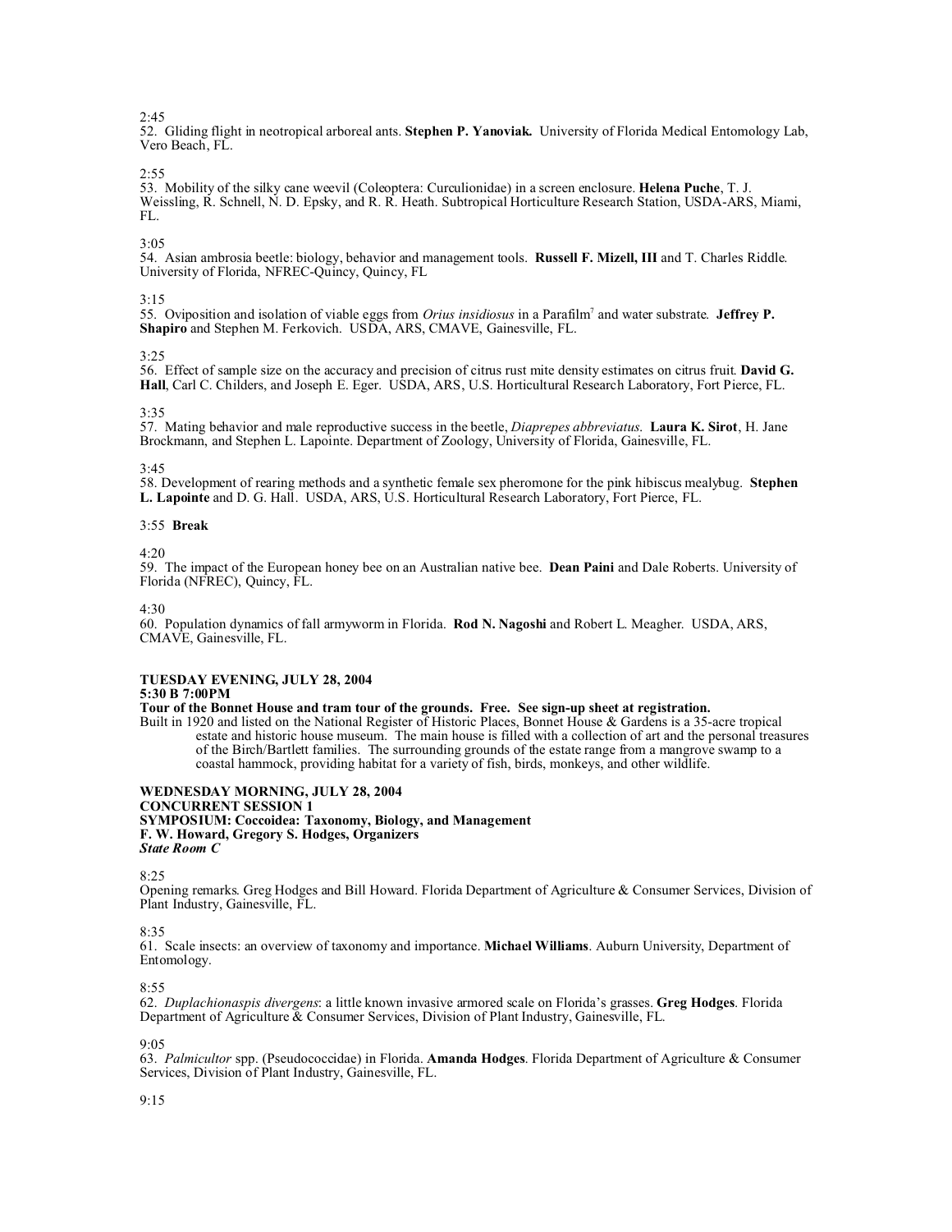2:45
52. Gliding flight in neotropical arboreal ants. **Stephen P. Yanoviak.** University of Florida Medical Entomology Lab, Vero Beach, FL.

2:55
53. Mobility of the silky cane weevil (Coleoptera: Curculionidae) in a screen enclosure. **Helena Puche**, T. J. Weissling, R. Schnell, N. D. Epsky, and R. R. Heath. Subtropical Horticulture Research Station, USDA-ARS, Miami, FL.

3:05
54. Asian ambrosia beetle: biology, behavior and management tools. **Russell F. Mizell, III** and T. Charles Riddle. University of Florida, NFREC-Quincy, Quincy, FL

3:15
55. Oviposition and isolation of viable eggs from *Orius insidiosus* in a Parafilm[7] and water substrate. **Jeffrey P. Shapiro** and Stephen M. Ferkovich. USDA, ARS, CMAVE, Gainesville, FL.

3:25
56. Effect of sample size on the accuracy and precision of citrus rust mite density estimates on citrus fruit. **David G. Hall**, Carl C. Childers, and Joseph E. Eger. USDA, ARS, U.S. Horticultural Research Laboratory, Fort Pierce, FL.

3:35
57. Mating behavior and male reproductive success in the beetle, *Diaprepes abbreviatus*. **Laura K. Sirot**, H. Jane Brockmann, and Stephen L. Lapointe. Department of Zoology, University of Florida, Gainesville, FL.

3:45
58. Development of rearing methods and a synthetic female sex pheromone for the pink hibiscus mealybug. **Stephen L. Lapointe** and D. G. Hall. USDA, ARS, U.S. Horticultural Research Laboratory, Fort Pierce, FL.

3:55 **Break**

4:20
59. The impact of the European honey bee on an Australian native bee. **Dean Paini** and Dale Roberts. University of Florida (NFREC), Quincy, FL.

4:30
60. Population dynamics of fall armyworm in Florida. **Rod N. Nagoshi** and Robert L. Meagher. USDA, ARS, CMAVE, Gainesville, FL.

**TUESDAY EVENING, JULY 28, 2004**
**5:30 B 7:00PM**
**Tour of the Bonnet House and tram tour of the grounds. Free. See sign-up sheet at registration.**
Built in 1920 and listed on the National Register of Historic Places, Bonnet House & Gardens is a 35-acre tropical estate and historic house museum. The main house is filled with a collection of art and the personal treasures of the Birch/Bartlett families. The surrounding grounds of the estate range from a mangrove swamp to a coastal hammock, providing habitat for a variety of fish, birds, monkeys, and other wildlife.

**WEDNESDAY MORNING, JULY 28, 2004**
**CONCURRENT SESSION 1**
**SYMPOSIUM: Coccoidea: Taxonomy, Biology, and Management**
**F. W. Howard, Gregory S. Hodges, Organizers**
***State Room C***

8:25
Opening remarks. Greg Hodges and Bill Howard. Florida Department of Agriculture & Consumer Services, Division of Plant Industry, Gainesville, FL.

8:35
61. Scale insects: an overview of taxonomy and importance. **Michael Williams**. Auburn University, Department of Entomology.

8:55
62. *Duplachionaspis divergens*: a little known invasive armored scale on Florida's grasses. **Greg Hodges**. Florida Department of Agriculture & Consumer Services, Division of Plant Industry, Gainesville, FL.

9:05
63. *Palmicultor* spp. (Pseudococcidae) in Florida. **Amanda Hodges**. Florida Department of Agriculture & Consumer Services, Division of Plant Industry, Gainesville, FL.

9:15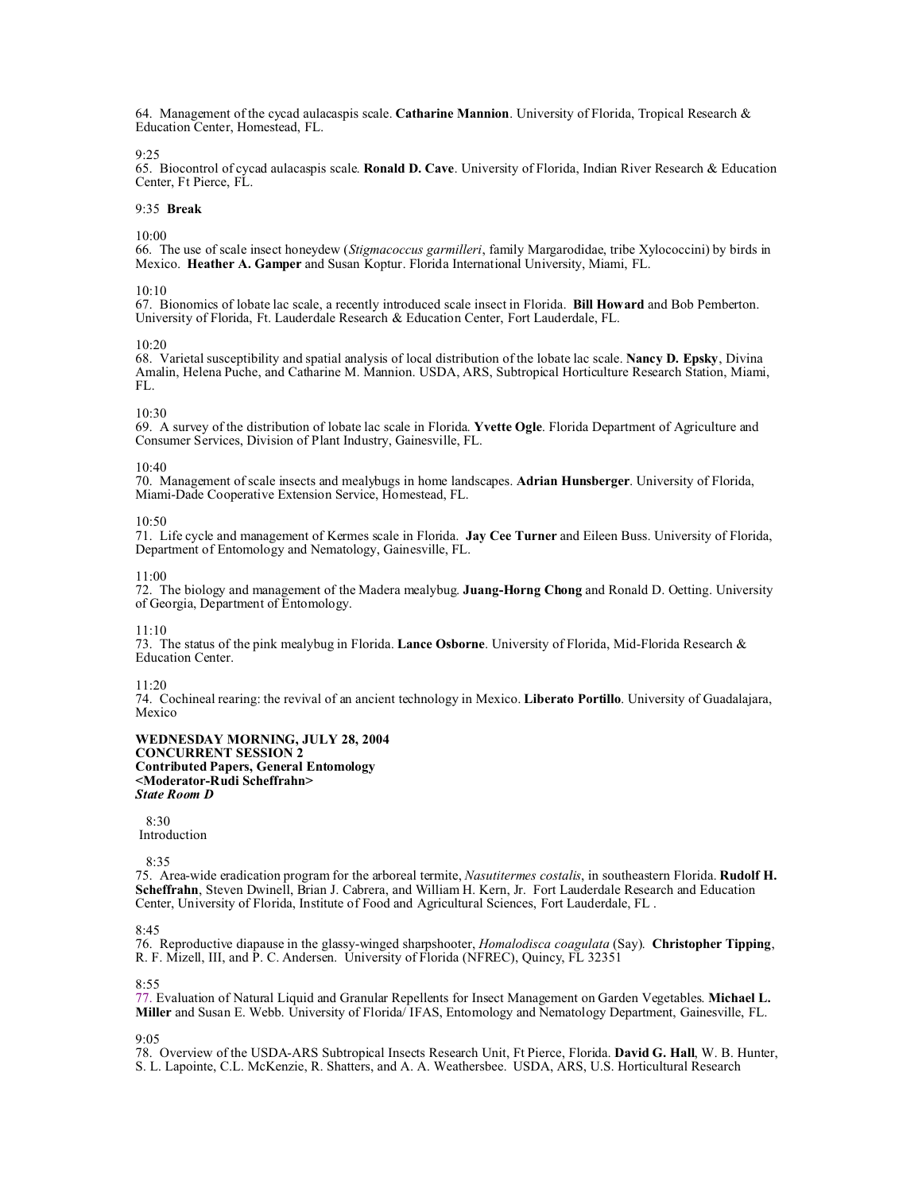64. Management of the cycad aulacaspis scale. **Catharine Mannion**. University of Florida, Tropical Research & Education Center, Homestead, FL.

9:25
65. Biocontrol of cycad aulacaspis scale. **Ronald D. Cave**. University of Florida, Indian River Research & Education Center, Ft Pierce, FL.

9:35 **Break**

10:00
66. The use of scale insect honeydew (*Stigmacoccus garmilleri*, family Margarodidae, tribe Xylococcini) by birds in Mexico. **Heather A. Gamper** and Susan Koptur. Florida International University, Miami, FL.

10:10
67. Bionomics of lobate lac scale, a recently introduced scale insect in Florida. **Bill Howard** and Bob Pemberton. University of Florida, Ft. Lauderdale Research & Education Center, Fort Lauderdale, FL.

10:20
68. Varietal susceptibility and spatial analysis of local distribution of the lobate lac scale. **Nancy D. Epsky**, Divina Amalin, Helena Puche, and Catharine M. Mannion. USDA, ARS, Subtropical Horticulture Research Station, Miami, FL.

10:30
69. A survey of the distribution of lobate lac scale in Florida. **Yvette Ogle**. Florida Department of Agriculture and Consumer Services, Division of Plant Industry, Gainesville, FL.

10:40
70. Management of scale insects and mealybugs in home landscapes. **Adrian Hunsberger**. University of Florida, Miami-Dade Cooperative Extension Service, Homestead, FL.

10:50
71. Life cycle and management of Kermes scale in Florida. **Jay Cee Turner** and Eileen Buss. University of Florida, Department of Entomology and Nematology, Gainesville, FL.

11:00
72. The biology and management of the Madera mealybug. **Juang-Horng Chong** and Ronald D. Oetting. University of Georgia, Department of Entomology.

11:10
73. The status of the pink mealybug in Florida. **Lance Osborne**. University of Florida, Mid-Florida Research & Education Center.

11:20
74. Cochineal rearing: the revival of an ancient technology in Mexico. **Liberato Portillo**. University of Guadalajara, Mexico

**WEDNESDAY MORNING, JULY 28, 2004**
**CONCURRENT SESSION 2**
**Contributed Papers, General Entomology**
**<Moderator-Rudi Scheffrahn>**
***State Room D***

8:30
Introduction

8:35
75. Area-wide eradication program for the arboreal termite, *Nasutitermes costalis*, in southeastern Florida. **Rudolf H. Scheffrahn**, Steven Dwinell, Brian J. Cabrera, and William H. Kern, Jr. Fort Lauderdale Research and Education Center, University of Florida, Institute of Food and Agricultural Sciences, Fort Lauderdale, FL .

8:45
76. Reproductive diapause in the glassy-winged sharpshooter, *Homalodisca coagulata* (Say). **Christopher Tipping**, R. F. Mizell, III, and P. C. Andersen. University of Florida (NFREC), Quincy, FL 32351

8:55
77. Evaluation of Natural Liquid and Granular Repellents for Insect Management on Garden Vegetables. **Michael L. Miller** and Susan E. Webb. University of Florida/ IFAS, Entomology and Nematology Department, Gainesville, FL.

9:05
78. Overview of the USDA-ARS Subtropical Insects Research Unit, Ft Pierce, Florida. **David G. Hall**, W. B. Hunter, S. L. Lapointe, C.L. McKenzie, R. Shatters, and A. A. Weathersbee. USDA, ARS, U.S. Horticultural Research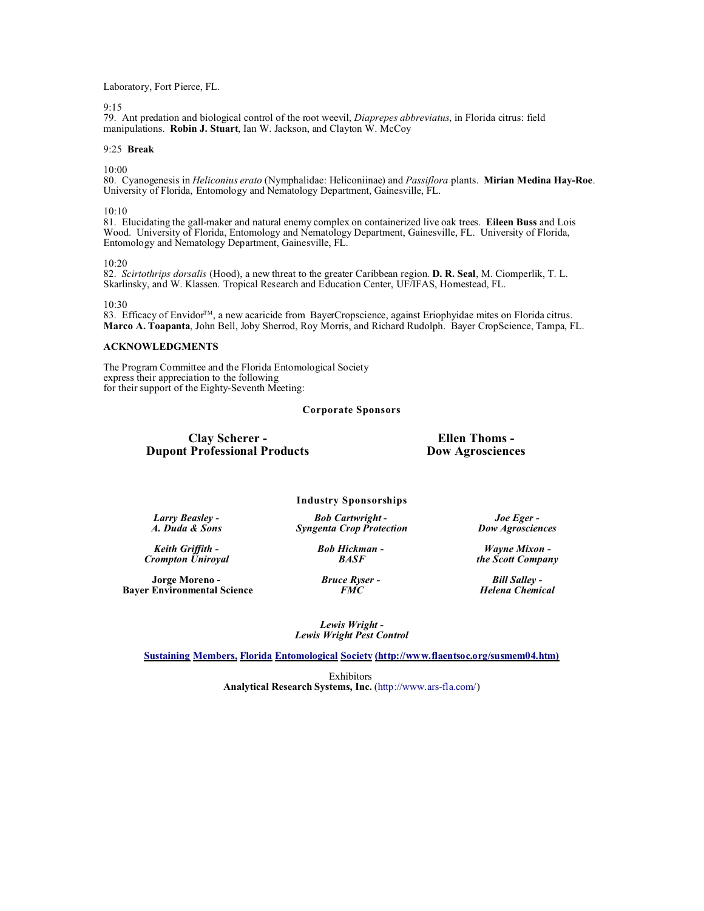Laboratory, Fort Pierce, FL.

9:15
79. Ant predation and biological control of the root weevil, *Diaprepes abbreviatus*, in Florida citrus: field manipulations. **Robin J. Stuart**, Ian W. Jackson, and Clayton W. McCoy

9:25 **Break**

10:00
80. Cyanogenesis in *Heliconius erato* (Nymphalidae: Heliconiinae) and *Passiflora* plants. **Mirian Medina Hay-Roe**. University of Florida, Entomology and Nematology Department, Gainesville, FL.

10:10
81. Elucidating the gall-maker and natural enemy complex on containerized live oak trees. **Eileen Buss** and Lois Wood. University of Florida, Entomology and Nematology Department, Gainesville, FL. University of Florida, Entomology and Nematology Department, Gainesville, FL.

10:20
82. *Scirtothrips dorsalis* (Hood), a new threat to the greater Caribbean region. **D. R. Seal**, M. Ciomperlik, T. L. Skarlinsky, and W. Klassen. Tropical Research and Education Center, UF/IFAS, Homestead, FL.

10:30
83. Efficacy of Envidor™, a new acaricide from BayerCropscience, against Eriophyidae mites on Florida citrus. **Marco A. Toapanta**, John Bell, Joby Sherrod, Roy Morris, and Richard Rudolph. Bayer CropScience, Tampa, FL.

**ACKNOWLEDGMENTS**

The Program Committee and the Florida Entomological Society express their appreciation to the following for their support of the Eighty-Seventh Meeting:

**Corporate Sponsors**

**Clay Scherer - Dupont Professional Products**

**Ellen Thoms - Dow Agrosciences**

**Industry Sponsorships**

***Larry Beasley - A. Duda & Sons***

***Bob Cartwright - Syngenta Crop Protection***

***Joe Eger - Dow Agrosciences***

***Keith Griffith - Crompton Uniroyal***

***Bob Hickman - BASF***

***Wayne Mixon - the Scott Company***

**Jorge Moreno - Bayer Environmental Science**

***Bruce Ryser - FMC***

***Bill Salley - Helena Chemical***

***Lewis Wright - Lewis Wright Pest Control***

**Sustaining Members, Florida Entomological Society (http://www.flaentsoc.org/susmem04.htm)**

Exhibitors
**Analytical Research Systems, Inc.** (http://www.ars-fla.com/)